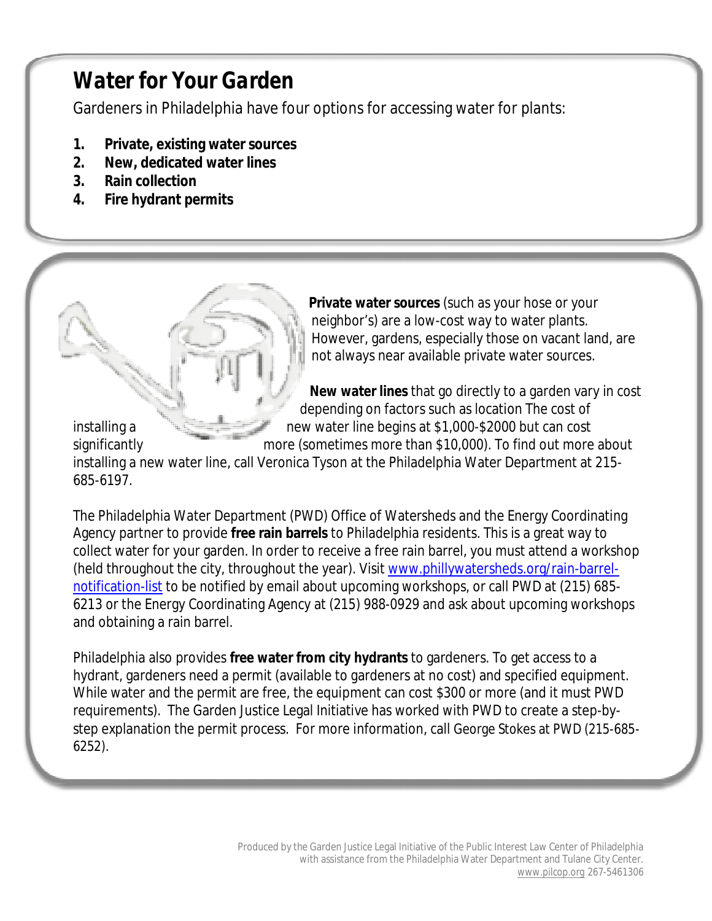# Water for Your Garden

Gardeners in Philadelphia have four options for accessing water for plants:

1. **Private, existing water sources**
2. **New, dedicated water lines**
3. **Rain collection**
4. **Fire hydrant permits**

**Private water sources** (such as your hose or your neighbor's) are a low-cost way to water plants. However, gardens, especially those on vacant land, are not always near available private water sources.

**New water lines** that go directly to a garden vary in cost depending on factors such as location The cost of installing a new water line begins at $1,000-$2000 but can cost significantly more (sometimes more than $10,000). To find out more about installing a new water line, call Veronica Tyson at the Philadelphia Water Department at 215-685-6197.

The Philadelphia Water Department (PWD) Office of Watersheds and the Energy Coordinating Agency partner to provide **free rain barrels** to Philadelphia residents. This is a great way to collect water for your garden. In order to receive a free rain barrel, you must attend a workshop (held throughout the city, throughout the year). Visit [www.phillywatersheds.org/rain-barrel-notification-list](www.phillywatersheds.org/rain-barrel-notification-list) to be notified by email about upcoming workshops, or call PWD at (215) 685-6213 or the Energy Coordinating Agency at (215) 988-0929 and ask about upcoming workshops and obtaining a rain barrel.

Philadelphia also provides **free water from city hydrants** to gardeners. To get access to a hydrant, gardeners need a permit (available to gardeners at no cost) and specified equipment. While water and the permit are free, the equipment can cost $300 or more (and it must PWD requirements). The Garden Justice Legal Initiative has worked with PWD to create a step-by-step explanation the permit process. For more information, call George Stokes at PWD (215-685-6252).

Produced by the Garden Justice Legal Initiative of the Public Interest Law Center of Philadelphia with assistance from the Philadelphia Water Department and Tulane City Center.
www.pilcop.org 267-5461306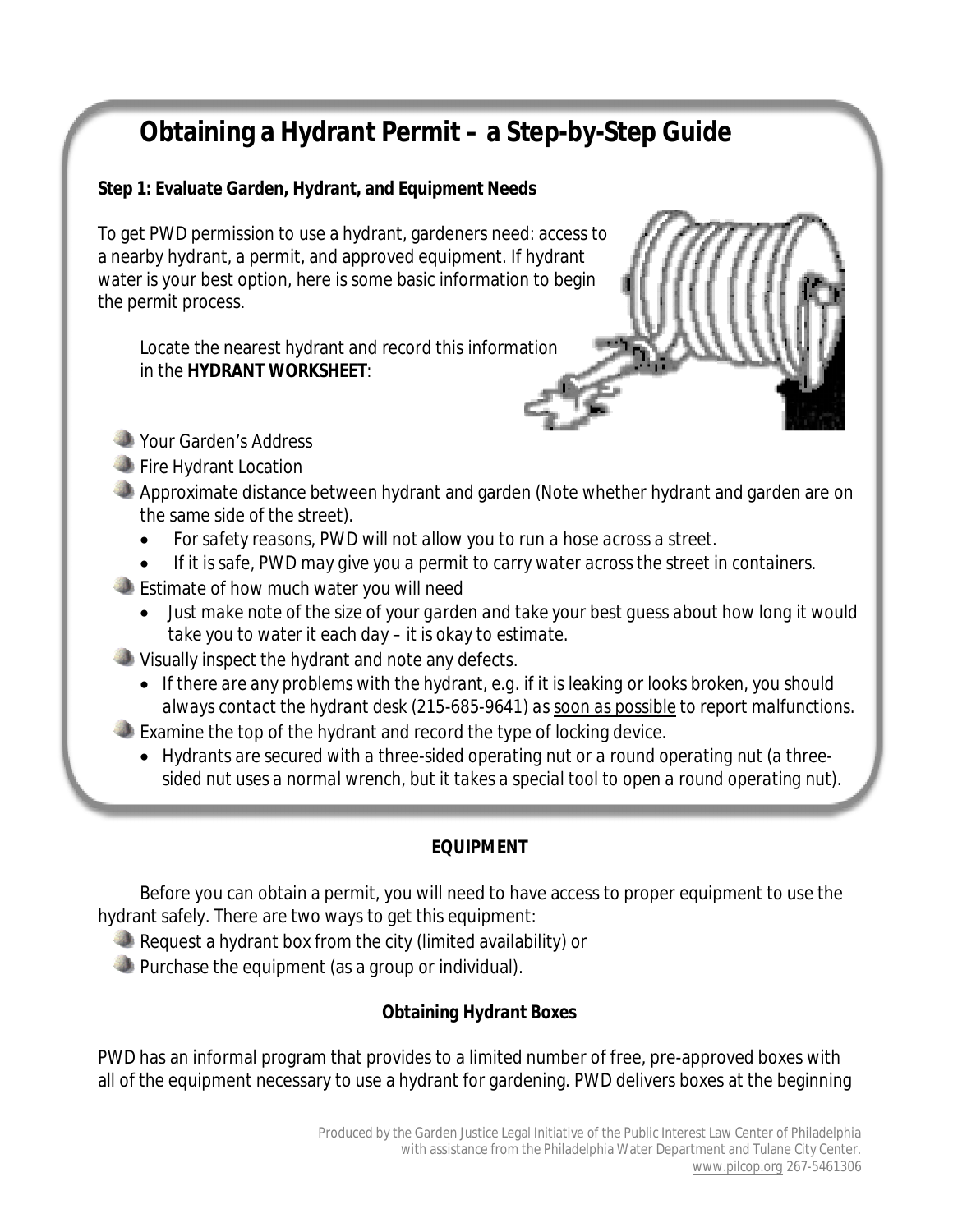# Obtaining a Hydrant Permit – a Step-by-Step Guide

**Step 1: Evaluate Garden, Hydrant, and Equipment Needs**

To get PWD permission to use a hydrant, gardeners need: access to a nearby hydrant, a permit, and approved equipment. If hydrant water is your best option, here is some basic information to begin the permit process.

Locate the nearest hydrant and record this information in the **HYDRANT WORKSHEET**:

- Your Garden's Address
- Fire Hydrant Location
- Approximate distance between hydrant and garden (Note whether hydrant and garden are on the same side of the street).
  - *For safety reasons, PWD will not allow you to run a hose across a street.*
  - *If it is safe, PWD may give you a permit to carry water across the street in containers.*
- Estimate of how much water you will need
  - *Just make note of the size of your garden and take your best guess about how long it would take you to water it each day – it is okay to estimate.*
- Visually inspect the hydrant and note any defects.
  - *If there are any problems with the hydrant, e.g. if it is leaking or looks broken, you should always contact the hydrant desk (215-685-9641) as <u>soon as possible</u> to report malfunctions.*
- Examine the top of the hydrant and record the type of locking device.
  - *Hydrants are secured with a three-sided operating nut or a round operating nut (a three-sided nut uses a normal wrench, but it takes a special tool to open a round operating nut).*

**EQUIPMENT**

Before you can obtain a permit, you will need to have access to proper equipment to use the hydrant safely. There are two ways to get this equipment:

- Request a hydrant box from the city (limited availability) or
- Purchase the equipment (as a group or individual).

**Obtaining Hydrant Boxes**

PWD has an informal program that provides to a limited number of free, pre-approved boxes with all of the equipment necessary to use a hydrant for gardening. PWD delivers boxes at the beginning

Produced by the Garden Justice Legal Initiative of the Public Interest Law Center of Philadelphia with assistance from the Philadelphia Water Department and Tulane City Center. www.pilcop.org 267-5461306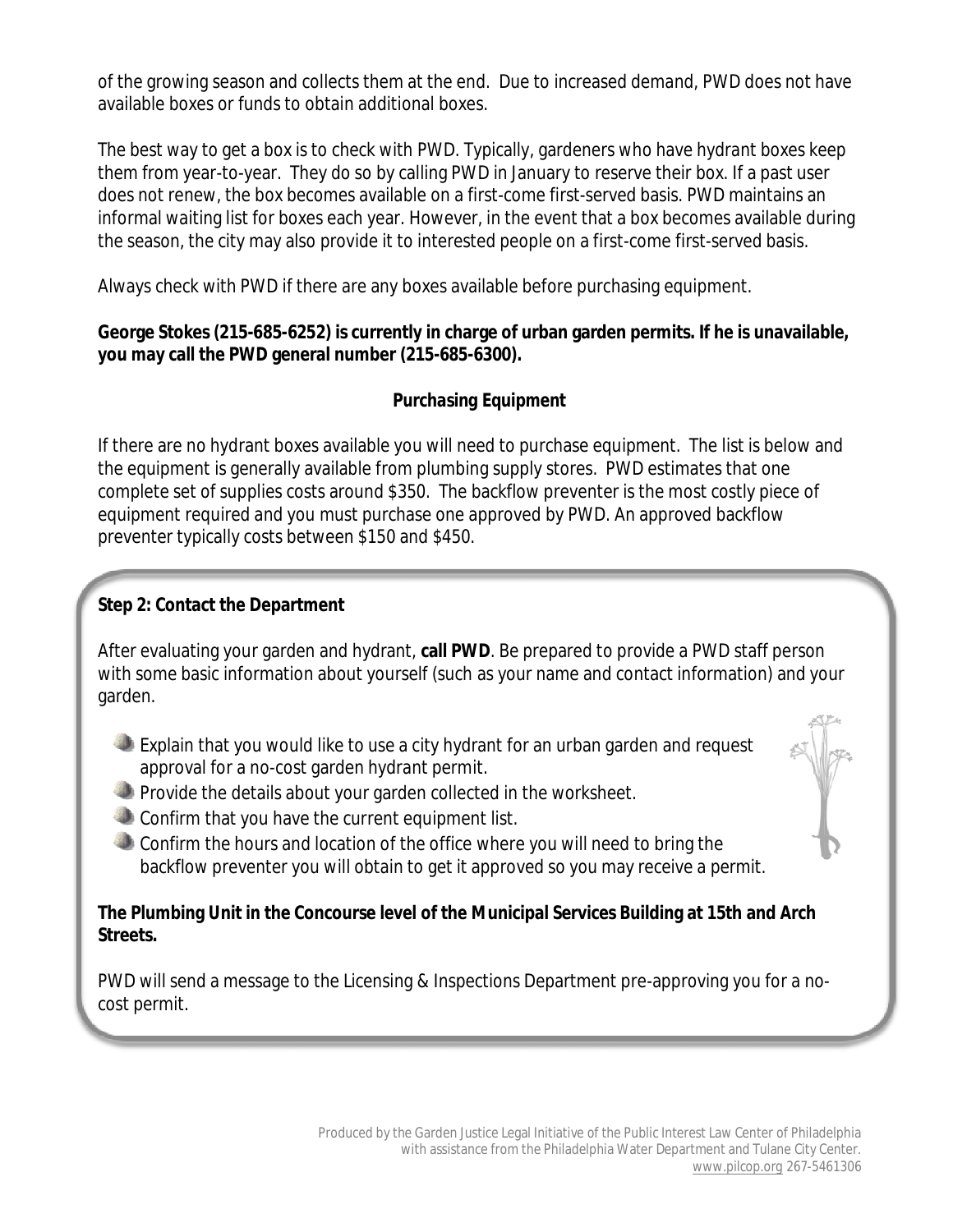of the growing season and collects them at the end. Due to increased demand, PWD does not have available boxes or funds to obtain additional boxes.

The best way to get a box is to check with PWD. Typically, gardeners who have hydrant boxes keep them from year-to-year. They do so by calling PWD in January to reserve their box. If a past user does not renew, the box becomes available on a first-come first-served basis. PWD maintains an informal waiting list for boxes each year. However, in the event that a box becomes available during the season, the city may also provide it to interested people on a first-come first-served basis.

Always check with PWD if there are any boxes available before purchasing equipment.

**George Stokes (215-685-6252) is currently in charge of urban garden permits. If he is unavailable, you may call the PWD general number (215-685-6300).**

### Purchasing Equipment

If there are no hydrant boxes available you will need to purchase equipment. The list is below and the equipment is generally available from plumbing supply stores. PWD estimates that one complete set of supplies costs around $350. The backflow preventer is the most costly piece of equipment required and you must purchase one approved by PWD. An approved backflow preventer typically costs between $150 and $450.

**Step 2: Contact the Department**

After evaluating your garden and hydrant, **call PWD**. Be prepared to provide a PWD staff person with some basic information about yourself (such as your name and contact information) and your garden.

- Explain that you would like to use a city hydrant for an urban garden and request approval for a no-cost garden hydrant permit.
- Provide the details about your garden collected in the worksheet.
- Confirm that you have the current equipment list.
- Confirm the hours and location of the office where you will need to bring the backflow preventer you will obtain to get it approved so you may receive a permit.

**The Plumbing Unit in the Concourse level of the Municipal Services Building at 15th and Arch Streets.**

PWD will send a message to the Licensing & Inspections Department pre-approving you for a no-cost permit.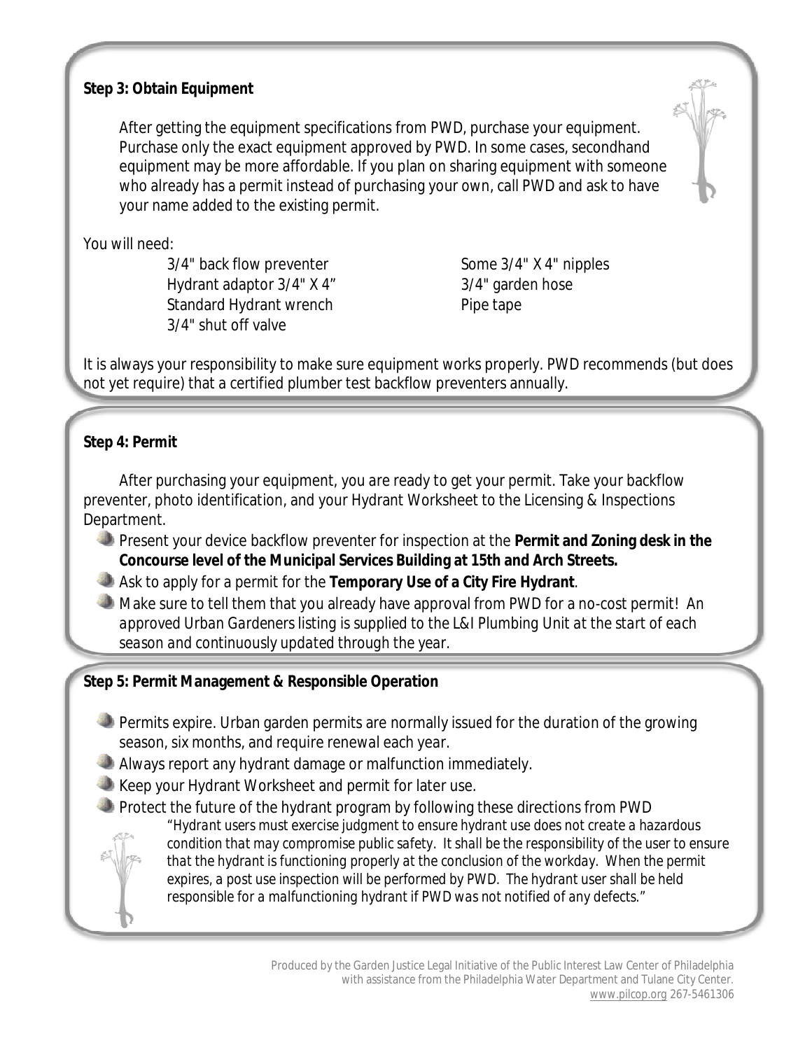**Step 3: Obtain Equipment**

After getting the equipment specifications from PWD, purchase your equipment. Purchase only the exact equipment approved by PWD. In some cases, secondhand equipment may be more affordable. If you plan on sharing equipment with someone who already has a permit instead of purchasing your own, call PWD and ask to have your name added to the existing permit.

You will need:

- 3/4" back flow preventer
- Hydrant adaptor 3/4" X 4"
- Standard Hydrant wrench
- 3/4" shut off valve
- Some 3/4" X 4" nipples
- 3/4" garden hose
- Pipe tape

It is always your responsibility to make sure equipment works properly. PWD recommends (but does not yet require) that a certified plumber test backflow preventers annually.

**Step 4: Permit**

After purchasing your equipment, you are ready to get your permit. Take your backflow preventer, photo identification, and your Hydrant Worksheet to the Licensing & Inspections Department.

- Present your device backflow preventer for inspection at the **Permit and Zoning desk in the Concourse level of the Municipal Services Building at 15th and Arch Streets.**
- Ask to apply for a permit for the **Temporary Use of a City Fire Hydrant**.
- Make sure to tell them that you already have approval from PWD for a no-cost permit! *An approved Urban Gardeners listing is supplied to the L&I Plumbing Unit at the start of each season and continuously updated through the year.*

**Step 5: Permit Management & Responsible Operation**

- Permits expire. Urban garden permits are normally issued for the duration of the growing season, six months, and require renewal each year.
- Always report any hydrant damage or malfunction immediately.
- Keep your Hydrant Worksheet and permit for later use.
- Protect the future of the hydrant program by following these directions from PWD

  *"Hydrant users must exercise judgment to ensure hydrant use does not create a hazardous condition that may compromise public safety. It shall be the responsibility of the user to ensure that the hydrant is functioning properly at the conclusion of the workday. When the permit expires, a post use inspection will be performed by PWD. The hydrant user shall be held responsible for a malfunctioning hydrant if PWD was not notified of any defects."*

Produced by the Garden Justice Legal Initiative of the Public Interest Law Center of Philadelphia with assistance from the Philadelphia Water Department and Tulane City Center. www.pilcop.org 267-5461306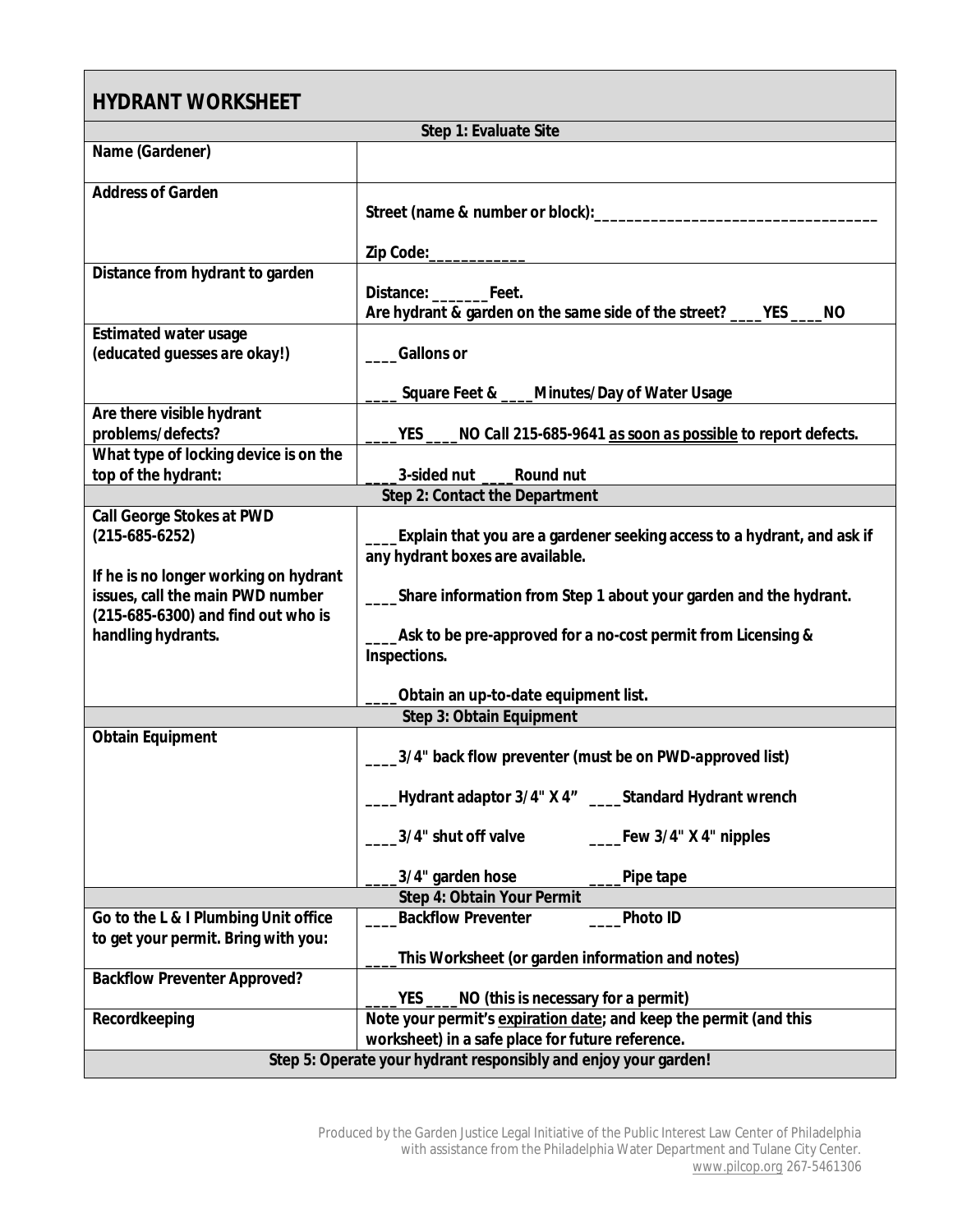# HYDRANT WORKSHEET

| | |
|---|---|
| **Step 1: Evaluate Site** | |
| **Name (Gardener)** | |
| **Address of Garden** | **Street (name & number or block):___________________________________**<br><br>**Zip Code:___________** |
| **Distance from hydrant to garden** | **Distance: _______Feet.**<br>**Are hydrant & garden on the same side of the street? ____YES ____NO** |
| **Estimated water usage (educated guesses are okay!)** | **____Gallons or**<br><br>**____ Square Feet & ____Minutes/Day of Water Usage** |
| **Are there visible hydrant problems/defects?** | **____YES ____NO Call 215-685-9641 as soon as possible to report defects.** |
| **What type of locking device is on the top of the hydrant:** | **____3-sided nut ____Round nut** |
| **Step 2: Contact the Department** | |
| **Call George Stokes at PWD (215-685-6252)**<br><br>**If he is no longer working on hydrant issues, call the main PWD number (215-685-6300) and find out who is handling hydrants.** | **____Explain that you are a gardener seeking access to a hydrant, and ask if any hydrant boxes are available.**<br><br>**____Share information from Step 1 about your garden and the hydrant.**<br><br>**____Ask to be pre-approved for a no-cost permit from Licensing & Inspections.**<br><br>**____Obtain an up-to-date equipment list.** |
| **Step 3: Obtain Equipment** | |
| **Obtain Equipment** | **____3/4" back flow preventer (must be on PWD-approved list)**<br><br>**____Hydrant adaptor 3/4" X 4" ____Standard Hydrant wrench**<br><br>**____3/4" shut off valve ____Few 3/4" X 4" nipples**<br><br>**____3/4" garden hose ____Pipe tape** |
| **Step 4: Obtain Your Permit** | |
| **Go to the L & I Plumbing Unit office to get your permit. Bring with you:** | **____Backflow Preventer ____Photo ID**<br><br>**____This Worksheet (or garden information and notes)** |
| **Backflow Preventer Approved?** | **____YES ____NO (this is necessary for a permit)** |
| **Recordkeeping** | **Note your permit's expiration date; and keep the permit (and this worksheet) in a safe place for future reference.** |
| **Step 5: Operate your hydrant responsibly and enjoy your garden!** | |

Produced by the Garden Justice Legal Initiative of the Public Interest Law Center of Philadelphia with assistance from the Philadelphia Water Department and Tulane City Center.
www.pilcop.org 267-5461306